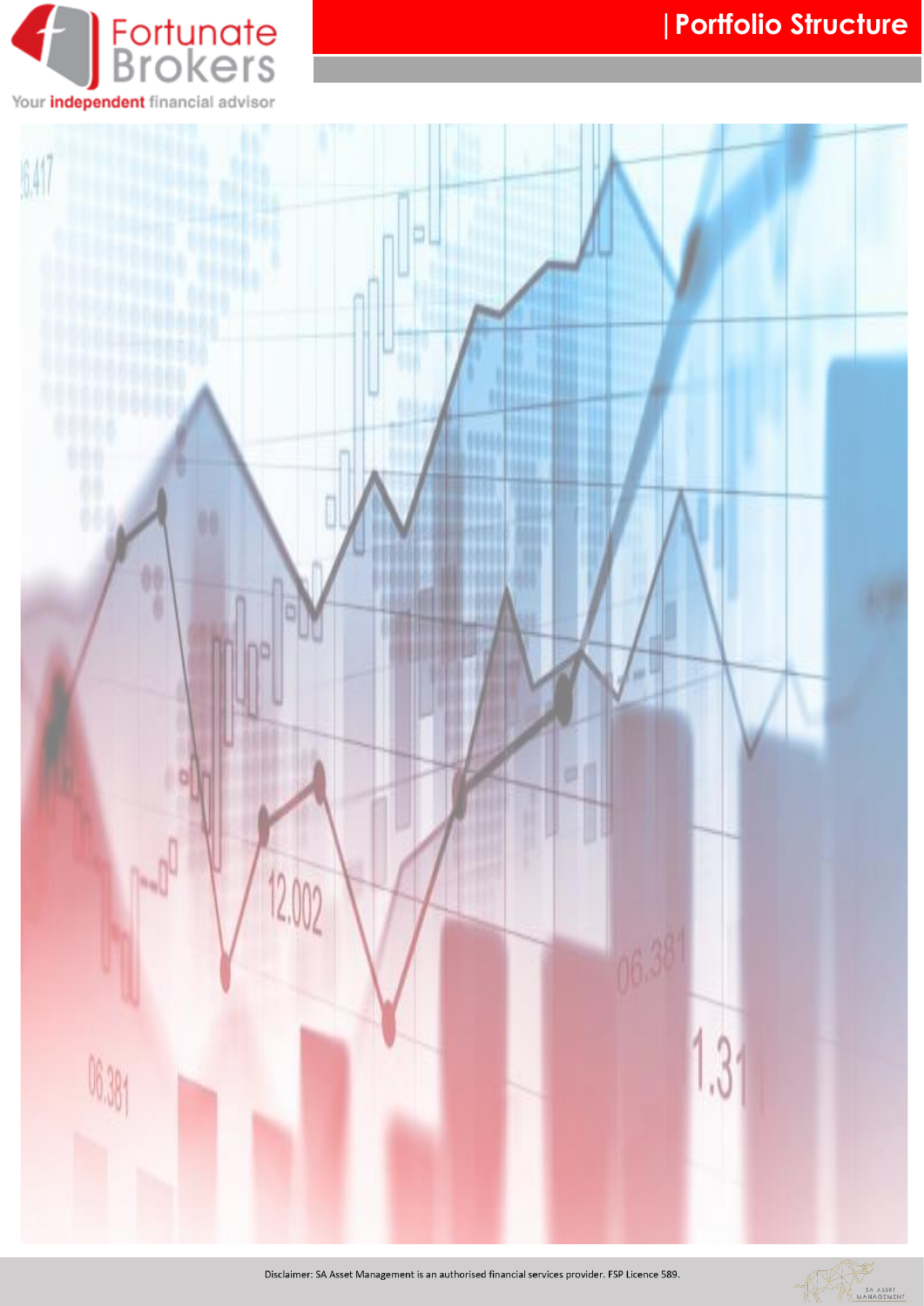Fortunate Brokers

Your independent financial advisor

# | Portfolio Structure

Disclaimer: SA Asset Management is an authorised financial services provider. FSP Licence 589.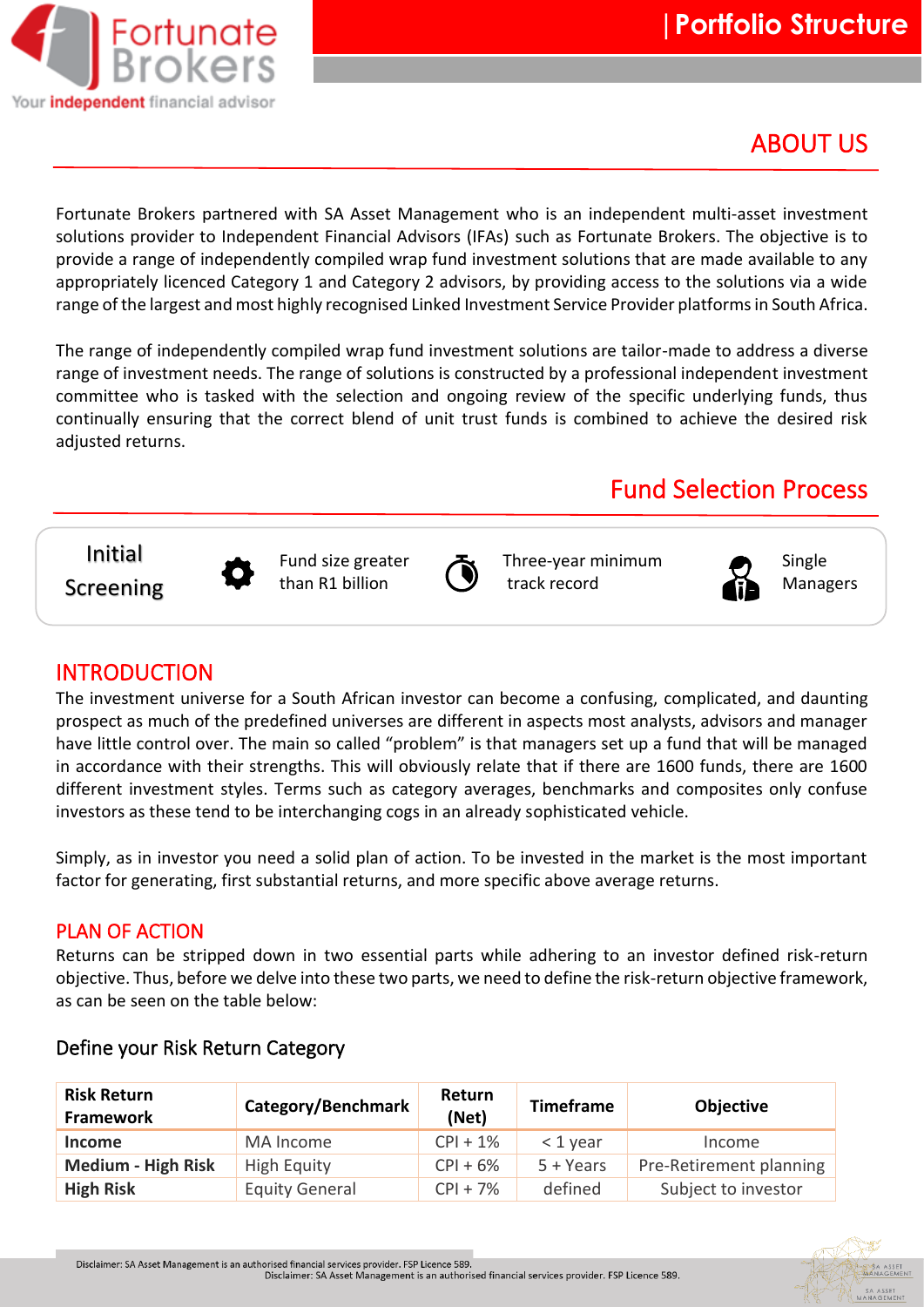## ABOUT US

Fortunate Brokers partnered with SA Asset Management who is an independent multi-asset investment solutions provider to Independent Financial Advisors (IFAs) such as Fortunate Brokers. The objective is to provide a range of independently compiled wrap fund investment solutions that are made available to any appropriately licenced Category 1 and Category 2 advisors, by providing access to the solutions via a wide range of the largest and most highly recognised Linked Investment Service Provider platforms in South Africa.

The range of independently compiled wrap fund investment solutions are tailor-made to address a diverse range of investment needs. The range of solutions is constructed by a professional independent investment committee who is tasked with the selection and ongoing review of the specific underlying funds, thus continually ensuring that the correct blend of unit trust funds is combined to achieve the desired risk adjusted returns.

## Fund Selection Process

**Initial Screening**

- Fund size greater than R1 billion
- Three-year minimum track record
- Single Managers

## INTRODUCTION

The investment universe for a South African investor can become a confusing, complicated, and daunting prospect as much of the predefined universes are different in aspects most analysts, advisors and manager have little control over. The main so called "problem" is that managers set up a fund that will be managed in accordance with their strengths. This will obviously relate that if there are 1600 funds, there are 1600 different investment styles. Terms such as category averages, benchmarks and composites only confuse investors as these tend to be interchanging cogs in an already sophisticated vehicle.

Simply, as in investor you need a solid plan of action. To be invested in the market is the most important factor for generating, first substantial returns, and more specific above average returns.

## PLAN OF ACTION

Returns can be stripped down in two essential parts while adhering to an investor defined risk-return objective. Thus, before we delve into these two parts, we need to define the risk-return objective framework, as can be seen on the table below:

### Define your Risk Return Category

| Risk Return Framework | Category/Benchmark | Return (Net) | Timeframe | Objective |
|---|---|---|---|---|
| **Income** | MA Income | CPI + 1% | < 1 year | Income |
| **Medium - High Risk** | High Equity | CPI + 6% | 5 + Years | Pre-Retirement planning |
| **High Risk** | Equity General | CPI + 7% | defined | Subject to investor |

Disclaimer: SA Asset Management is an authorised financial services provider. FSP Licence 589.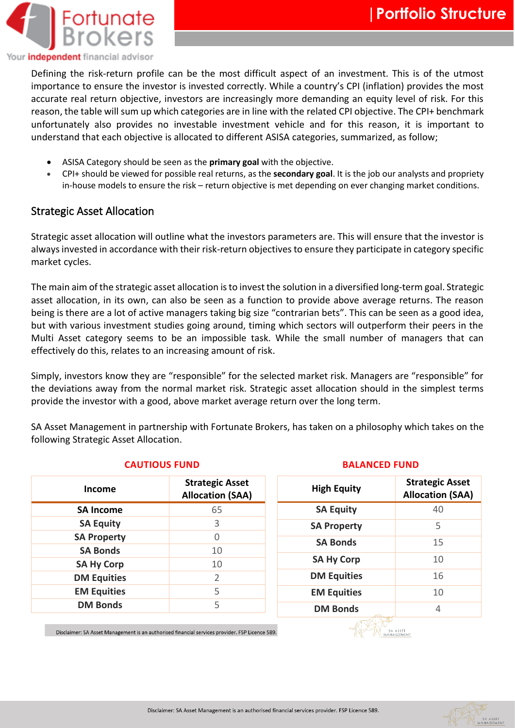# Portfolio Structure

Defining the risk-return profile can be the most difficult aspect of an investment. This is of the utmost importance to ensure the investor is invested correctly. While a country's CPI (inflation) provides the most accurate real return objective, investors are increasingly more demanding an equity level of risk. For this reason, the table will sum up which categories are in line with the related CPI objective. The CPI+ benchmark unfortunately also provides no investable investment vehicle and for this reason, it is important to understand that each objective is allocated to different ASISA categories, summarized, as follow;

- ASISA Category should be seen as the **primary goal** with the objective.
- CPI+ should be viewed for possible real returns, as the **secondary goal**. It is the job our analysts and propriety in-house models to ensure the risk – return objective is met depending on ever changing market conditions.

## Strategic Asset Allocation

Strategic asset allocation will outline what the investors parameters are. This will ensure that the investor is always invested in accordance with their risk-return objectives to ensure they participate in category specific market cycles.

The main aim of the strategic asset allocation is to invest the solution in a diversified long-term goal. Strategic asset allocation, in its own, can also be seen as a function to provide above average returns. The reason being is there are a lot of active managers taking big size "contrarian bets". This can be seen as a good idea, but with various investment studies going around, timing which sectors will outperform their peers in the Multi Asset category seems to be an impossible task. While the small number of managers that can effectively do this, relates to an increasing amount of risk.

Simply, investors know they are "responsible" for the selected market risk. Managers are "responsible" for the deviations away from the normal market risk. Strategic asset allocation should in the simplest terms provide the investor with a good, above market average return over the long term.

SA Asset Management in partnership with Fortunate Brokers, has taken on a philosophy which takes on the following Strategic Asset Allocation.

**CAUTIOUS FUND**

| Income | Strategic Asset Allocation (SAA) |
|---|---|
| SA Income | 65 |
| SA Equity | 3 |
| SA Property | 0 |
| SA Bonds | 10 |
| SA Hy Corp | 10 |
| DM Equities | 2 |
| EM Equities | 5 |
| DM Bonds | 5 |

**BALANCED FUND**

| High Equity | Strategic Asset Allocation (SAA) |
|---|---|
| SA Equity | 40 |
| SA Property | 5 |
| SA Bonds | 15 |
| SA Hy Corp | 10 |
| DM Equities | 16 |
| EM Equities | 10 |
| DM Bonds | 4 |

Disclaimer: SA Asset Management is an authorised financial services provider. FSP Licence 589.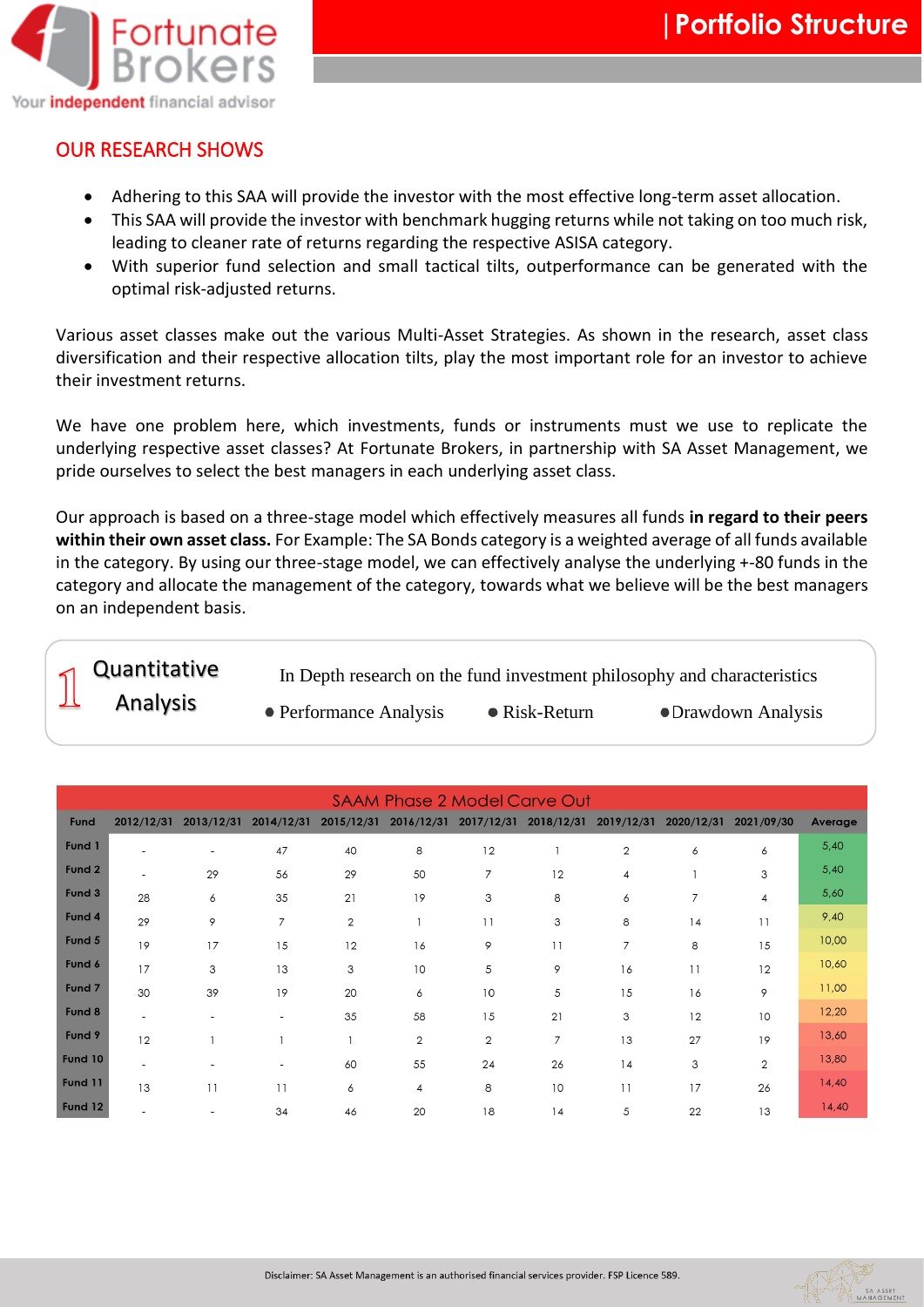## OUR RESEARCH SHOWS

- Adhering to this SAA will provide the investor with the most effective long-term asset allocation.
- This SAA will provide the investor with benchmark hugging returns while not taking on too much risk, leading to cleaner rate of returns regarding the respective ASISA category.
- With superior fund selection and small tactical tilts, outperformance can be generated with the optimal risk-adjusted returns.

Various asset classes make out the various Multi-Asset Strategies. As shown in the research, asset class diversification and their respective allocation tilts, play the most important role for an investor to achieve their investment returns.

We have one problem here, which investments, funds or instruments must we use to replicate the underlying respective asset classes? At Fortunate Brokers, in partnership with SA Asset Management, we pride ourselves to select the best managers in each underlying asset class.

Our approach is based on a three-stage model which effectively measures all funds **in regard to their peers within their own asset class.** For Example: The SA Bonds category is a weighted average of all funds available in the category. By using our three-stage model, we can effectively analyse the underlying +-80 funds in the category and allocate the management of the category, towards what we believe will be the best managers on an independent basis.

### 1 Quantitative Analysis

In Depth research on the fund investment philosophy and characteristics

- Performance Analysis
- Risk-Return
- Drawdown Analysis

**SAAM Phase 2 Model Carve Out**

| Fund | 2012/12/31 | 2013/12/31 | 2014/12/31 | 2015/12/31 | 2016/12/31 | 2017/12/31 | 2018/12/31 | 2019/12/31 | 2020/12/31 | 2021/09/30 | Average |
|---|---|---|---|---|---|---|---|---|---|---|---|
| Fund 1 | - | - | 47 | 40 | 8 | 12 | 1 | 2 | 6 | 6 | 5,40 |
| Fund 2 | - | 29 | 56 | 29 | 50 | 7 | 12 | 4 | 1 | 3 | 5,40 |
| Fund 3 | 28 | 6 | 35 | 21 | 19 | 3 | 8 | 6 | 7 | 4 | 5,60 |
| Fund 4 | 29 | 9 | 7 | 2 | 1 | 11 | 3 | 8 | 14 | 11 | 9,40 |
| Fund 5 | 19 | 17 | 15 | 12 | 16 | 9 | 11 | 7 | 8 | 15 | 10,00 |
| Fund 6 | 17 | 3 | 13 | 3 | 10 | 5 | 9 | 16 | 11 | 12 | 10,60 |
| Fund 7 | 30 | 39 | 19 | 20 | 6 | 10 | 5 | 15 | 16 | 9 | 11,00 |
| Fund 8 | - | - | - | 35 | 58 | 15 | 21 | 3 | 12 | 10 | 12,20 |
| Fund 9 | 12 | 1 | 1 | 1 | 2 | 2 | 7 | 13 | 27 | 19 | 13,60 |
| Fund 10 | - | - | - | 60 | 55 | 24 | 26 | 14 | 3 | 2 | 13,80 |
| Fund 11 | 13 | 11 | 11 | 6 | 4 | 8 | 10 | 11 | 17 | 26 | 14,40 |
| Fund 12 | - | - | 34 | 46 | 20 | 18 | 14 | 5 | 22 | 13 | 14,40 |

Disclaimer: SA Asset Management is an authorised financial services provider. FSP Licence 589.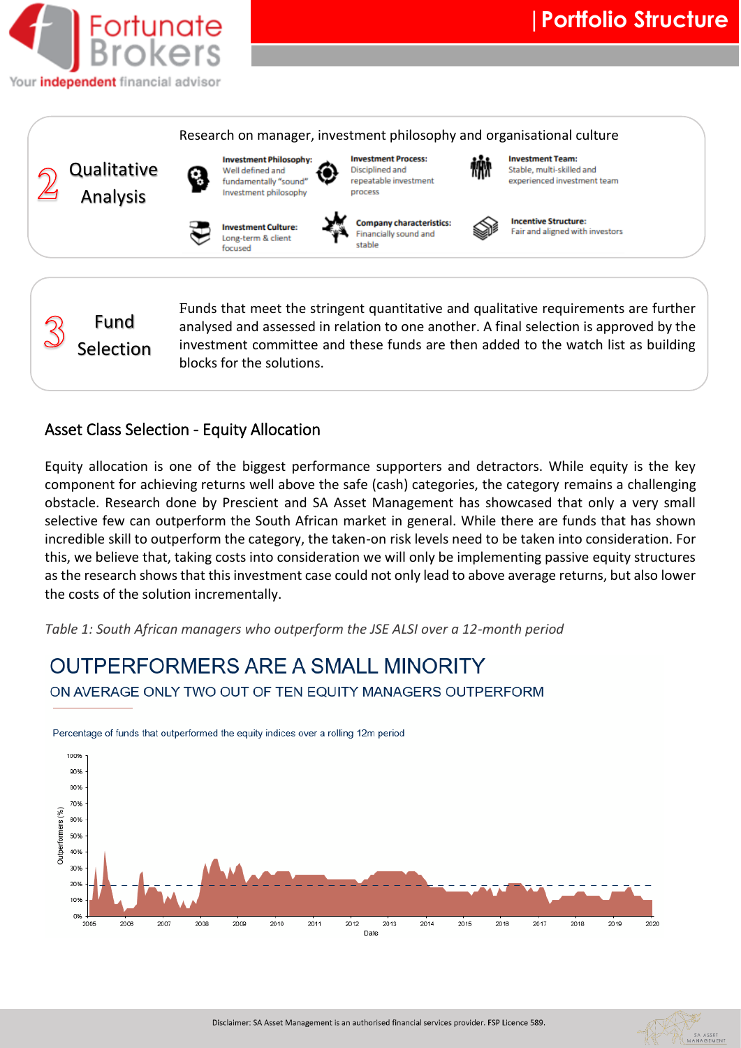Research on manager, investment philosophy and organisational culture

## 2 Qualitative Analysis

**Investment Philosophy:** Well defined and fundamentally "sound" Investment philosophy

**Investment Process:** Disciplined and repeatable investment process

**Investment Team:** Stable, multi-skilled and experienced investment team

**Investment Culture:** Long-term & client focused

**Company characteristics:** Financially sound and stable

**Incentive Structure:** Fair and aligned with investors

## 3 Fund Selection

Funds that meet the stringent quantitative and qualitative requirements are further analysed and assessed in relation to one another. A final selection is approved by the investment committee and these funds are then added to the watch list as building blocks for the solutions.

## Asset Class Selection - Equity Allocation

Equity allocation is one of the biggest performance supporters and detractors. While equity is the key component for achieving returns well above the safe (cash) categories, the category remains a challenging obstacle. Research done by Prescient and SA Asset Management has showcased that only a very small selective few can outperform the South African market in general. While there are funds that has shown incredible skill to outperform the category, the taken-on risk levels need to be taken into consideration. For this, we believe that, taking costs into consideration we will only be implementing passive equity structures as the research shows that this investment case could not only lead to above average returns, but also lower the costs of the solution incrementally.

*Table 1: South African managers who outperform the JSE ALSI over a 12-month period*

OUTPERFORMERS ARE A SMALL MINORITY

ON AVERAGE ONLY TWO OUT OF TEN EQUITY MANAGERS OUTPERFORM

Percentage of funds that outperformed the equity indices over a rolling 12m period

Disclaimer: SA Asset Management is an authorised financial services provider. FSP Licence 589.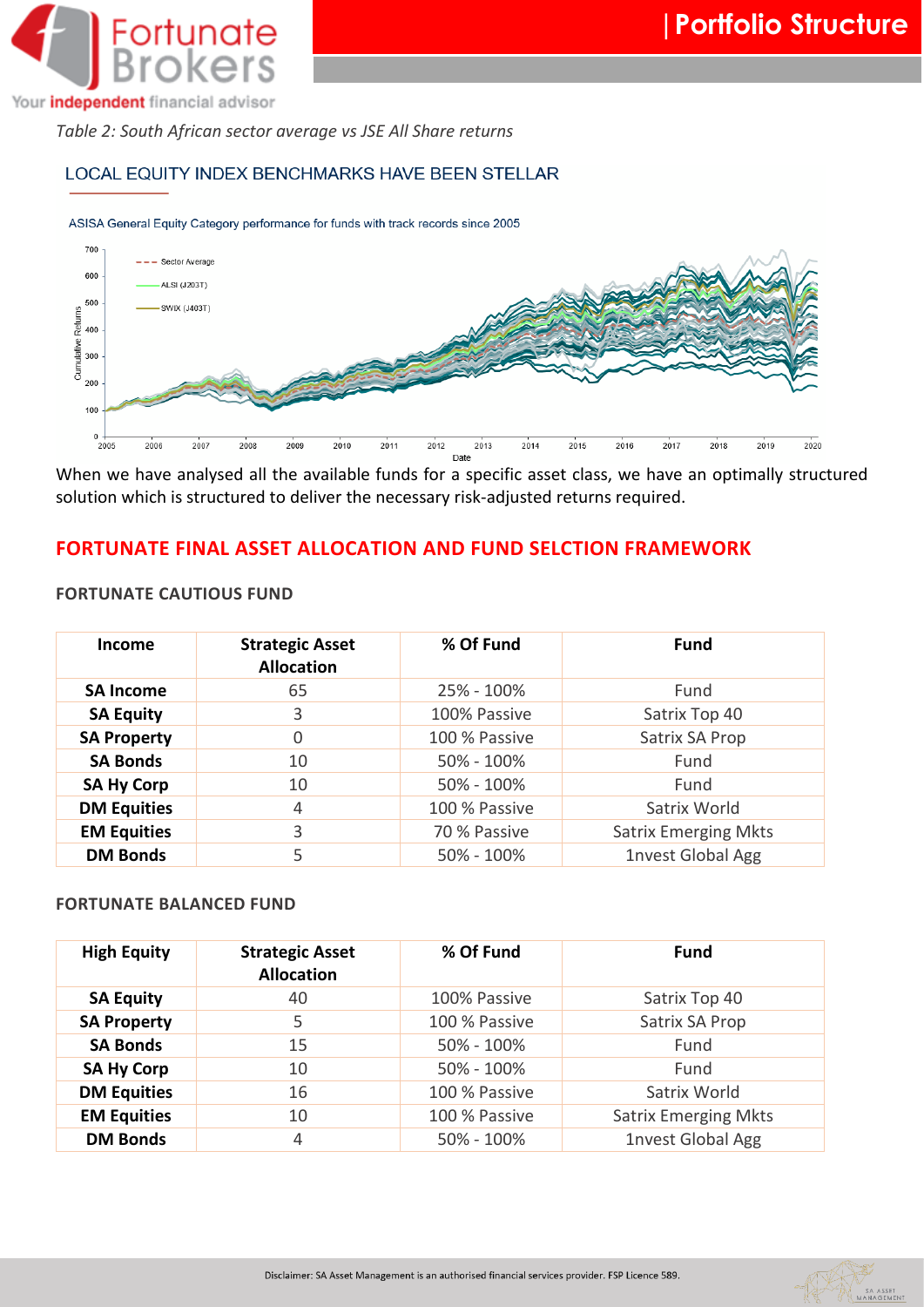*Table 2: South African sector average vs JSE All Share returns*

LOCAL EQUITY INDEX BENCHMARKS HAVE BEEN STELLAR

ASISA General Equity Category performance for funds with track records since 2005

When we have analysed all the available funds for a specific asset class, we have an optimally structured solution which is structured to deliver the necessary risk-adjusted returns required.

## FORTUNATE FINAL ASSET ALLOCATION AND FUND SELCTION FRAMEWORK

### FORTUNATE CAUTIOUS FUND

| Income | Strategic Asset Allocation | % Of Fund | Fund |
|---|---|---|---|
| **SA Income** | 65 | 25% - 100% | Fund |
| **SA Equity** | 3 | 100% Passive | Satrix Top 40 |
| **SA Property** | 0 | 100 % Passive | Satrix SA Prop |
| **SA Bonds** | 10 | 50% - 100% | Fund |
| **SA Hy Corp** | 10 | 50% - 100% | Fund |
| **DM Equities** | 4 | 100 % Passive | Satrix World |
| **EM Equities** | 3 | 70 % Passive | Satrix Emerging Mkts |
| **DM Bonds** | 5 | 50% - 100% | 1nvest Global Agg |

### FORTUNATE BALANCED FUND

| High Equity | Strategic Asset Allocation | % Of Fund | Fund |
|---|---|---|---|
| **SA Equity** | 40 | 100% Passive | Satrix Top 40 |
| **SA Property** | 5 | 100 % Passive | Satrix SA Prop |
| **SA Bonds** | 15 | 50% - 100% | Fund |
| **SA Hy Corp** | 10 | 50% - 100% | Fund |
| **DM Equities** | 16 | 100 % Passive | Satrix World |
| **EM Equities** | 10 | 100 % Passive | Satrix Emerging Mkts |
| **DM Bonds** | 4 | 50% - 100% | 1nvest Global Agg |

Disclaimer: SA Asset Management is an authorised financial services provider. FSP Licence 589.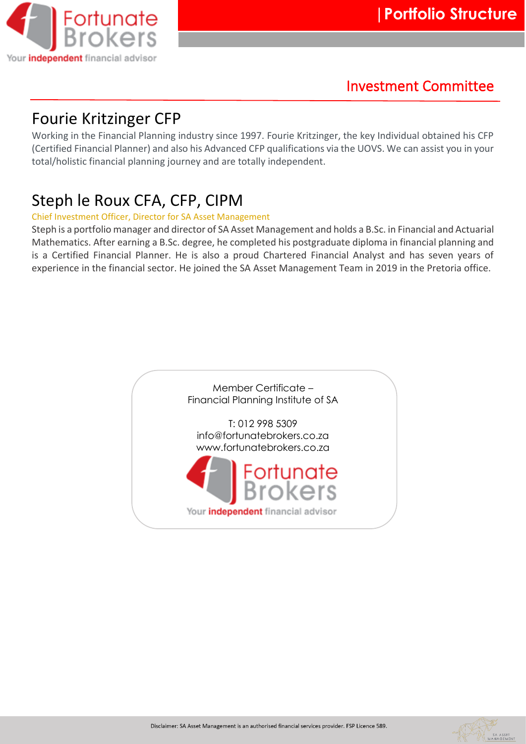## Investment Committee

### Fourie Kritzinger CFP

Working in the Financial Planning industry since 1997. Fourie Kritzinger, the key Individual obtained his CFP (Certified Financial Planner) and also his Advanced CFP qualifications via the UOVS. We can assist you in your total/holistic financial planning journey and are totally independent.

### Steph le Roux CFA, CFP, CIPM

Chief Investment Officer, Director for SA Asset Management

Steph is a portfolio manager and director of SA Asset Management and holds a B.Sc. in Financial and Actuarial Mathematics. After earning a B.Sc. degree, he completed his postgraduate diploma in financial planning and is a Certified Financial Planner. He is also a proud Chartered Financial Analyst and has seven years of experience in the financial sector. He joined the SA Asset Management Team in 2019 in the Pretoria office.

Member Certificate –
Financial Planning Institute of SA

T: 012 998 5309
info@fortunatebrokers.co.za
www.fortunatebrokers.co.za

Fortunate Brokers
Your **independent** financial advisor

Disclaimer: SA Asset Management is an authorised financial services provider. FSP Licence 589.